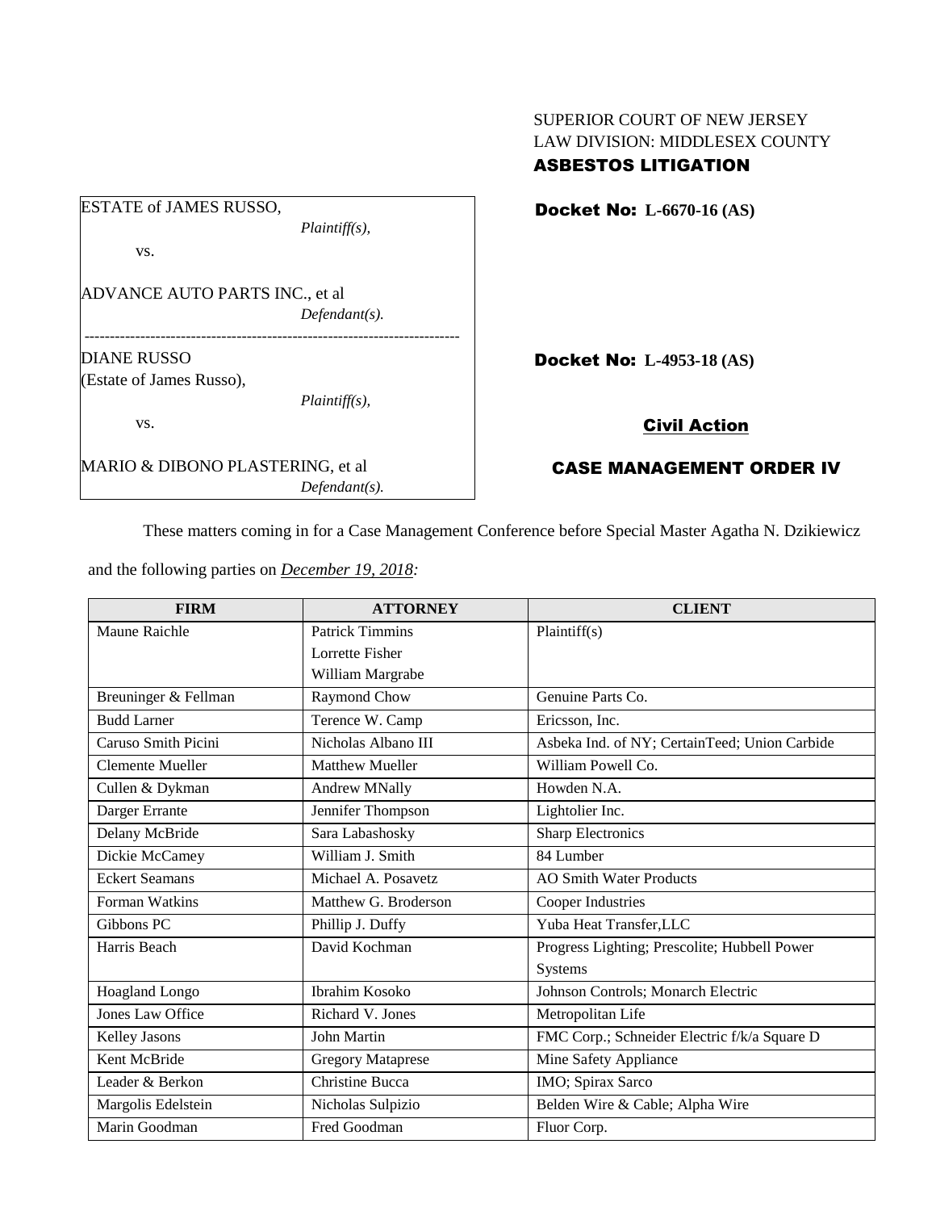SUPERIOR COURT OF NEW JERSEY
LAW DIVISION: MIDDLESEX COUNTY
**ASBESTOS LITIGATION**

ESTATE of JAMES RUSSO,
*Plaintiff(s),*

vs.

ADVANCE AUTO PARTS INC., et al
*Defendant(s).*

**Docket No: L-6670-16 (AS)**

---

DIANE RUSSO
(Estate of James Russo),
*Plaintiff(s),*

vs.

MARIO & DIBONO PLASTERING, et al
*Defendant(s).*

**Docket No: L-4953-18 (AS)**

**Civil Action**

**CASE MANAGEMENT ORDER IV**

These matters coming in for a Case Management Conference before Special Master Agatha N. Dzikiewicz and the following parties on *December 19, 2018:*

| FIRM | ATTORNEY | CLIENT |
| --- | --- | --- |
| Maune Raichle | Patrick Timmins<br>Lorrette Fisher<br>William Margrabe | Plaintiff(s) |
| Breuninger & Fellman | Raymond Chow | Genuine Parts Co. |
| Budd Larner | Terence W. Camp | Ericsson, Inc. |
| Caruso Smith Picini | Nicholas Albano III | Asbeka Ind. of NY; CertainTeed; Union Carbide |
| Clemente Mueller | Matthew Mueller | William Powell Co. |
| Cullen & Dykman | Andrew MNally | Howden N.A. |
| Darger Errante | Jennifer Thompson | Lightolier Inc. |
| Delany McBride | Sara Labashosky | Sharp Electronics |
| Dickie McCamey | William J. Smith | 84 Lumber |
| Eckert Seamans | Michael A. Posavetz | AO Smith Water Products |
| Forman Watkins | Matthew G. Broderson | Cooper Industries |
| Gibbons PC | Phillip J. Duffy | Yuba Heat Transfer,LLC |
| Harris Beach | David Kochman | Progress Lighting; Prescolite; Hubbell Power Systems |
| Hoagland Longo | Ibrahim Kosoko | Johnson Controls; Monarch Electric |
| Jones Law Office | Richard V. Jones | Metropolitan Life |
| Kelley Jasons | John Martin | FMC Corp.; Schneider Electric f/k/a Square D |
| Kent McBride | Gregory Mataprese | Mine Safety Appliance |
| Leader & Berkon | Christine Bucca | IMO; Spirax Sarco |
| Margolis Edelstein | Nicholas Sulpizio | Belden Wire & Cable; Alpha Wire |
| Marin Goodman | Fred Goodman | Fluor Corp. |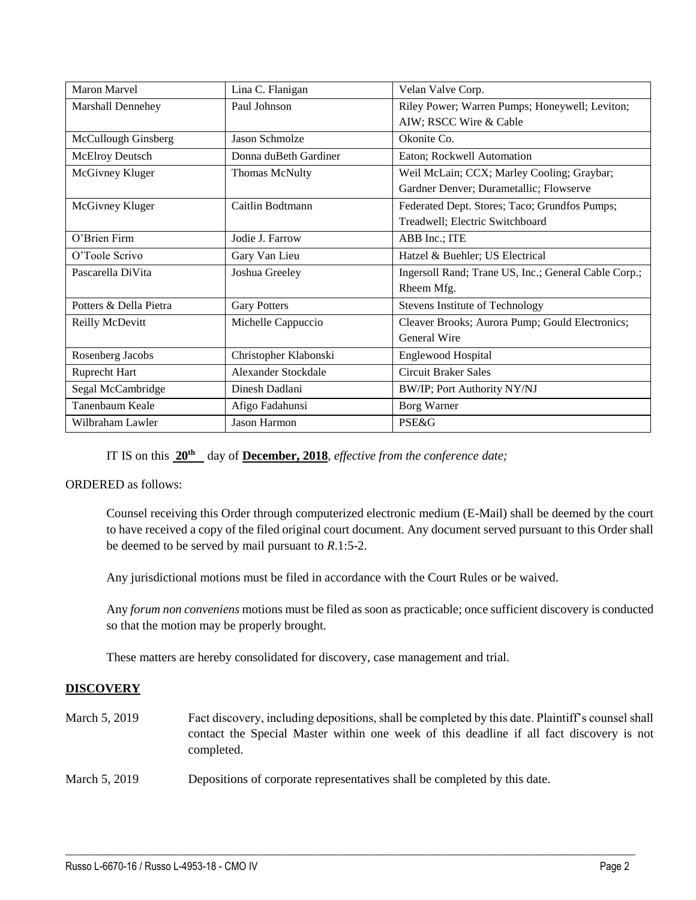| | | |
|---|---|---|
| Maron Marvel | Lina C. Flanigan | Velan Valve Corp. |
| Marshall Dennehey | Paul Johnson | Riley Power; Warren Pumps; Honeywell; Leviton; AIW; RSCC Wire & Cable |
| McCullough Ginsberg | Jason Schmolze | Okonite Co. |
| McElroy Deutsch | Donna duBeth Gardiner | Eaton; Rockwell Automation |
| McGivney Kluger | Thomas McNulty | Weil McLain; CCX; Marley Cooling; Graybar; Gardner Denver; Durametallic; Flowserve |
| McGivney Kluger | Caitlin Bodtmann | Federated Dept. Stores; Taco; Grundfos Pumps; Treadwell; Electric Switchboard |
| O'Brien Firm | Jodie J. Farrow | ABB Inc.; ITE |
| O'Toole Scrivo | Gary Van Lieu | Hatzel & Buehler; US Electrical |
| Pascarella DiVita | Joshua Greeley | Ingersoll Rand; Trane US, Inc.; General Cable Corp.; Rheem Mfg. |
| Potters & Della Pietra | Gary Potters | Stevens Institute of Technology |
| Reilly McDevitt | Michelle Cappuccio | Cleaver Brooks; Aurora Pump; Gould Electronics; General Wire |
| Rosenberg Jacobs | Christopher Klabonski | Englewood Hospital |
| Ruprecht Hart | Alexander Stockdale | Circuit Braker Sales |
| Segal McCambridge | Dinesh Dadlani | BW/IP; Port Authority NY/NJ |
| Tanenbaum Keale | Afigo Fadahunsi | Borg Warner |
| Wilbraham Lawler | Jason Harmon | PSE&G |

IT IS on this **20th** day of **December, 2018**, *effective from the conference date;*

ORDERED as follows:

Counsel receiving this Order through computerized electronic medium (E-Mail) shall be deemed by the court to have received a copy of the filed original court document. Any document served pursuant to this Order shall be deemed to be served by mail pursuant to *R*.1:5-2.

Any jurisdictional motions must be filed in accordance with the Court Rules or be waived.

Any *forum non conveniens* motions must be filed as soon as practicable; once sufficient discovery is conducted so that the motion may be properly brought.

These matters are hereby consolidated for discovery, case management and trial.

**DISCOVERY**

March 5, 2019 — Fact discovery, including depositions, shall be completed by this date. Plaintiff's counsel shall contact the Special Master within one week of this deadline if all fact discovery is not completed.

March 5, 2019 — Depositions of corporate representatives shall be completed by this date.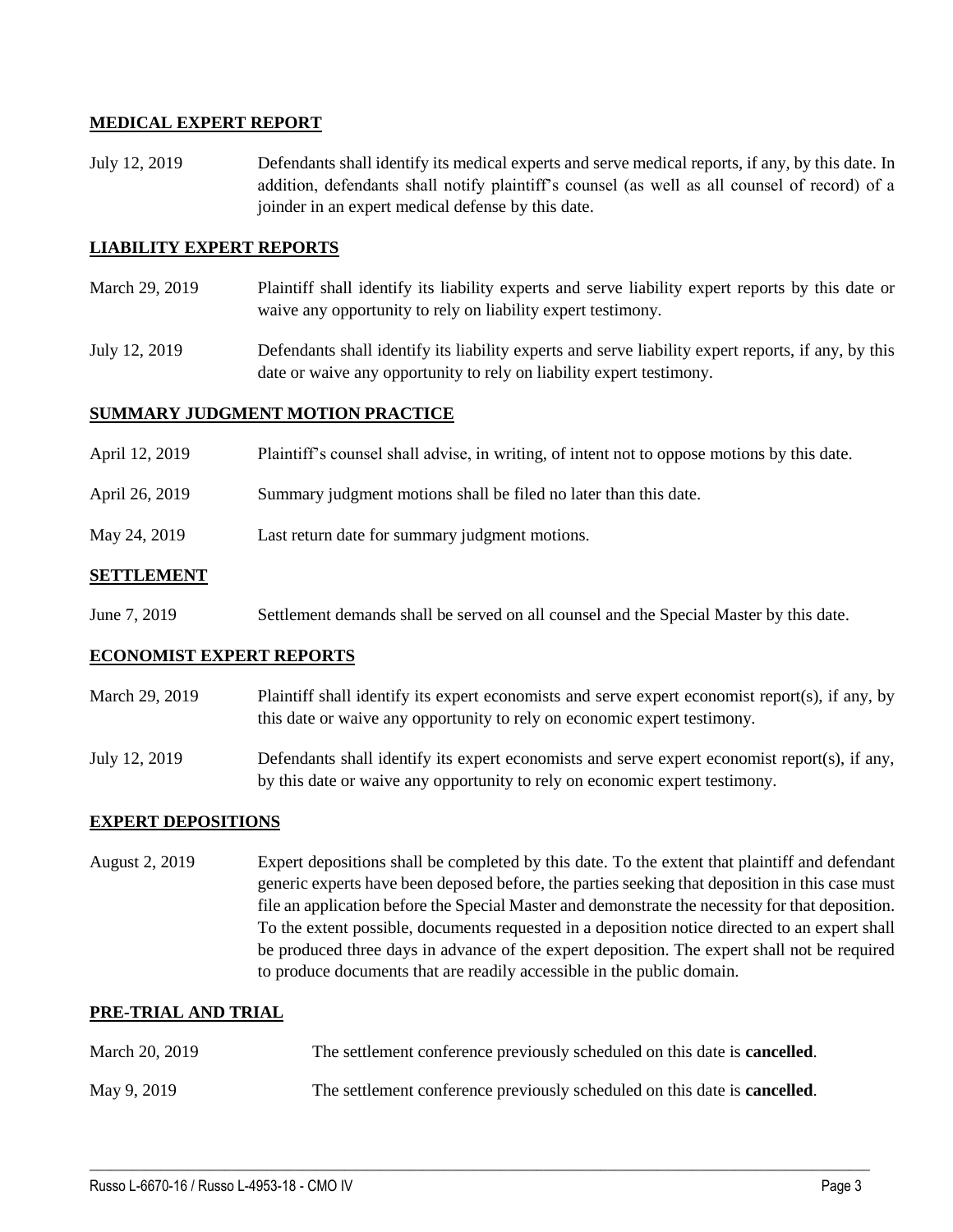**MEDICAL EXPERT REPORT**

| | |
|---|---|
| July 12, 2019 | Defendants shall identify its medical experts and serve medical reports, if any, by this date. In addition, defendants shall notify plaintiff's counsel (as well as all counsel of record) of a joinder in an expert medical defense by this date. |

**LIABILITY EXPERT REPORTS**

| | |
|---|---|
| March 29, 2019 | Plaintiff shall identify its liability experts and serve liability expert reports by this date or waive any opportunity to rely on liability expert testimony. |
| July 12, 2019 | Defendants shall identify its liability experts and serve liability expert reports, if any, by this date or waive any opportunity to rely on liability expert testimony. |

**SUMMARY JUDGMENT MOTION PRACTICE**

| | |
|---|---|
| April 12, 2019 | Plaintiff's counsel shall advise, in writing, of intent not to oppose motions by this date. |
| April 26, 2019 | Summary judgment motions shall be filed no later than this date. |
| May 24, 2019 | Last return date for summary judgment motions. |

**SETTLEMENT**

| | |
|---|---|
| June 7, 2019 | Settlement demands shall be served on all counsel and the Special Master by this date. |

**ECONOMIST EXPERT REPORTS**

| | |
|---|---|
| March 29, 2019 | Plaintiff shall identify its expert economists and serve expert economist report(s), if any, by this date or waive any opportunity to rely on economic expert testimony. |
| July 12, 2019 | Defendants shall identify its expert economists and serve expert economist report(s), if any, by this date or waive any opportunity to rely on economic expert testimony. |

**EXPERT DEPOSITIONS**

| | |
|---|---|
| August 2, 2019 | Expert depositions shall be completed by this date. To the extent that plaintiff and defendant generic experts have been deposed before, the parties seeking that deposition in this case must file an application before the Special Master and demonstrate the necessity for that deposition. To the extent possible, documents requested in a deposition notice directed to an expert shall be produced three days in advance of the expert deposition. The expert shall not be required to produce documents that are readily accessible in the public domain. |

**PRE-TRIAL AND TRIAL**

| | |
|---|---|
| March 20, 2019 | The settlement conference previously scheduled on this date is **cancelled**. |
| May 9, 2019 | The settlement conference previously scheduled on this date is **cancelled**. |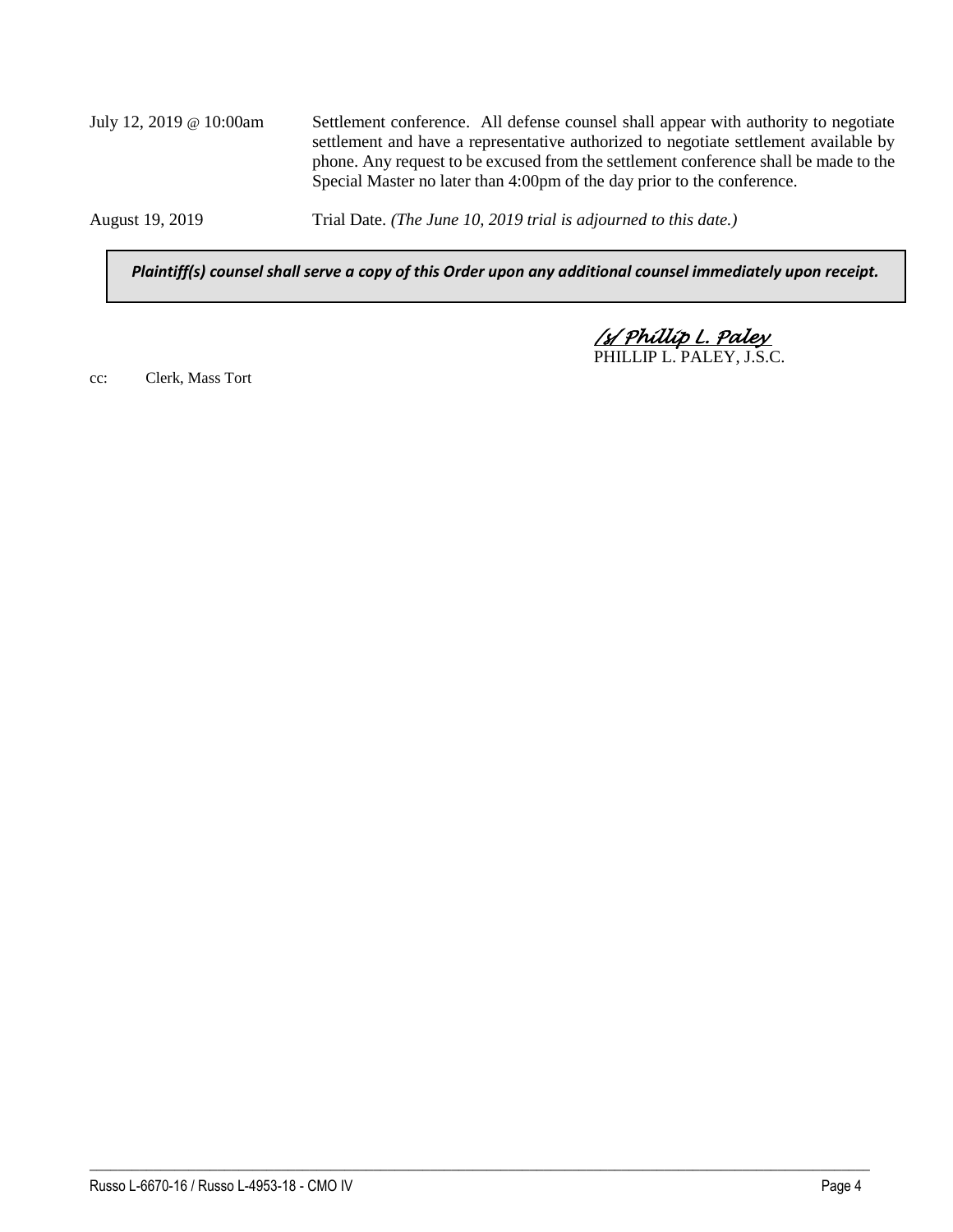| | |
|---|---|
| July 12, 2019 @ 10:00am | Settlement conference. All defense counsel shall appear with authority to negotiate settlement and have a representative authorized to negotiate settlement available by phone. Any request to be excused from the settlement conference shall be made to the Special Master no later than 4:00pm of the day prior to the conference. |
| August 19, 2019 | Trial Date. *(The June 10, 2019 trial is adjourned to this date.)* |

***Plaintiff(s) counsel shall serve a copy of this Order upon any additional counsel immediately upon receipt.***

*/s/ Phillip L. Paley*
PHILLIP L. PALEY, J.S.C.

cc: Clerk, Mass Tort